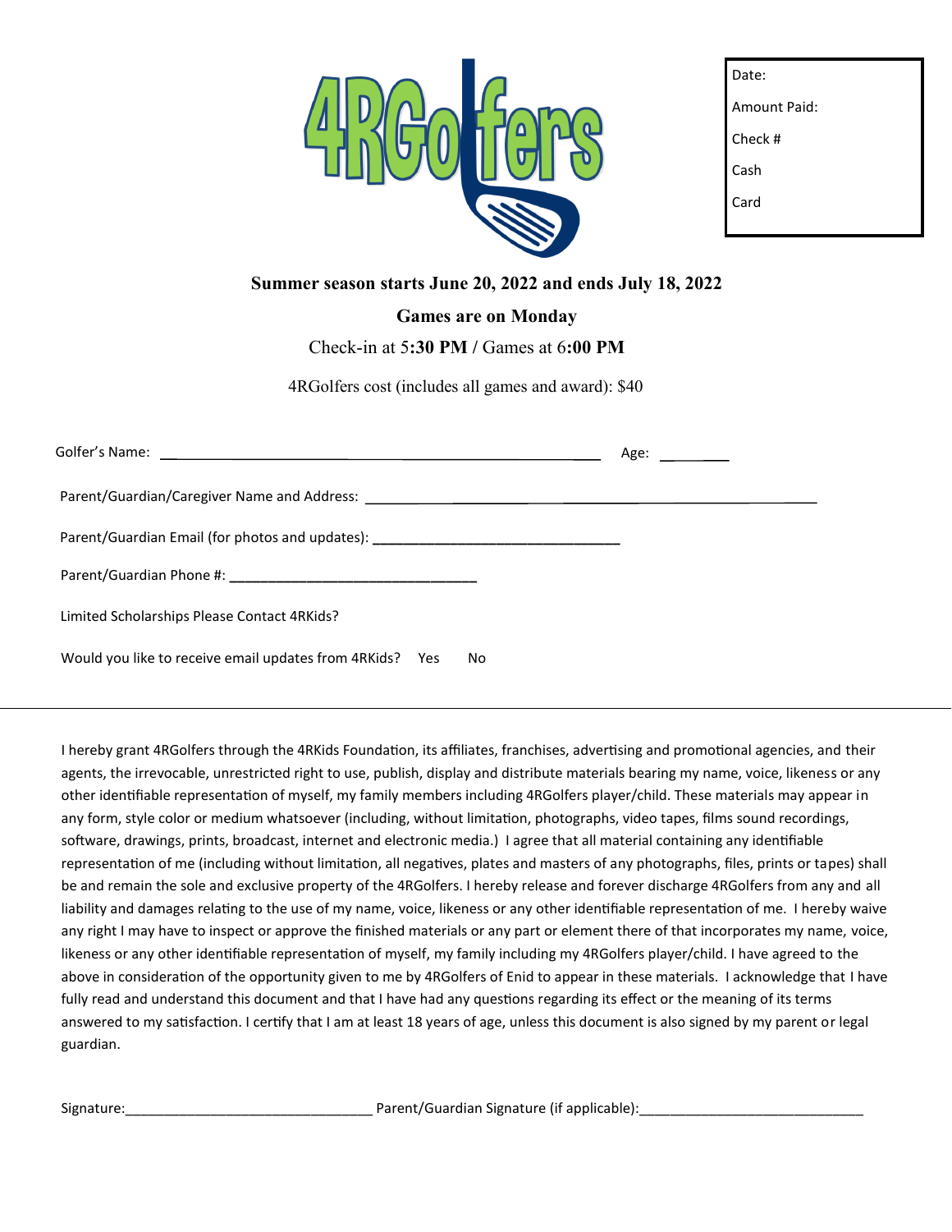# 4RGolfers

| Date: |
|---|
| Amount Paid: |
| Check # |
| Cash |
| Card |

**Summer season starts June 20, 2022 and ends July 18, 2022**

**Games are on Monday**

Check-in at 5**:30 PM** / Games at 6**:00 PM**

4RGolfers cost (includes all games and award): $40

Golfer's Name: ______________________________________________ Age: ________

Parent/Guardian/Caregiver Name and Address: ______________________________________________

Parent/Guardian Email (for photos and updates): ______________________________

Parent/Guardian Phone #: ______________________________

Limited Scholarships Please Contact 4RKids?

Would you like to receive email updates from 4RKids? Yes No

---

I hereby grant 4RGolfers through the 4RKids Foundation, its affiliates, franchises, advertising and promotional agencies, and their agents, the irrevocable, unrestricted right to use, publish, display and distribute materials bearing my name, voice, likeness or any other identifiable representation of myself, my family members including 4RGolfers player/child. These materials may appear in any form, style color or medium whatsoever (including, without limitation, photographs, video tapes, films sound recordings, software, drawings, prints, broadcast, internet and electronic media.) I agree that all material containing any identifiable representation of me (including without limitation, all negatives, plates and masters of any photographs, files, prints or tapes) shall be and remain the sole and exclusive property of the 4RGolfers. I hereby release and forever discharge 4RGolfers from any and all liability and damages relating to the use of my name, voice, likeness or any other identifiable representation of me. I hereby waive any right I may have to inspect or approve the finished materials or any part or element there of that incorporates my name, voice, likeness or any other identifiable representation of myself, my family including my 4RGolfers player/child. I have agreed to the above in consideration of the opportunity given to me by 4RGolfers of Enid to appear in these materials. I acknowledge that I have fully read and understand this document and that I have had any questions regarding its effect or the meaning of its terms answered to my satisfaction. I certify that I am at least 18 years of age, unless this document is also signed by my parent or legal guardian.

Signature:______________________________ Parent/Guardian Signature (if applicable):____________________________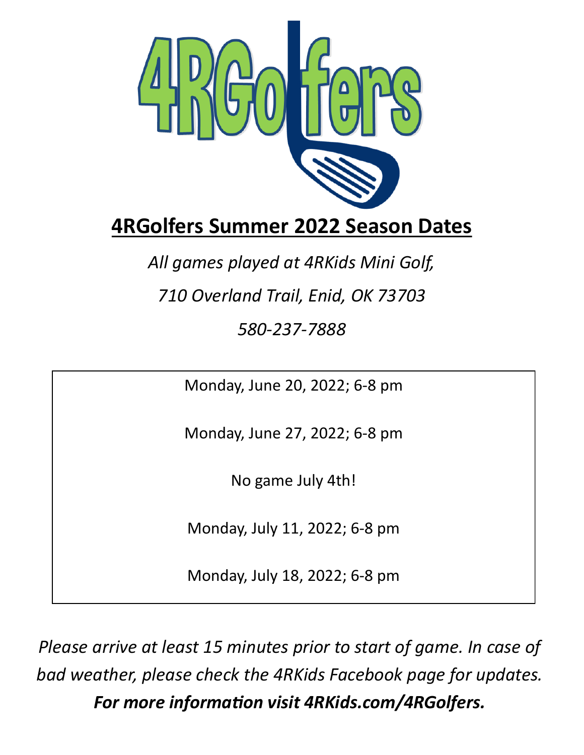4RGolfers

# 4RGolfers Summer 2022 Season Dates

*All games played at 4RKids Mini Golf,*

*710 Overland Trail, Enid, OK 73703*

*580-237-7888*

Monday, June 20, 2022; 6-8 pm

Monday, June 27, 2022; 6-8 pm

No game July 4th!

Monday, July 11, 2022; 6-8 pm

Monday, July 18, 2022; 6-8 pm

*Please arrive at least 15 minutes prior to start of game. In case of bad weather, please check the 4RKids Facebook page for updates.*

***For more information visit 4RKids.com/4RGolfers.***